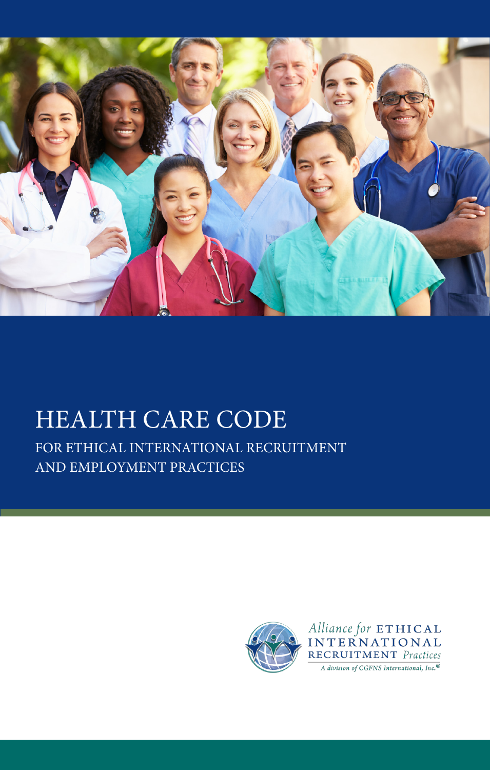# HEALTH CARE CODE

## FOR ETHICAL INTERNATIONAL RECRUITMENT AND EMPLOYMENT PRACTICES

Alliance for ETHICAL INTERNATIONAL RECRUITMENT Practices

*A division of CGFNS International, Inc.®*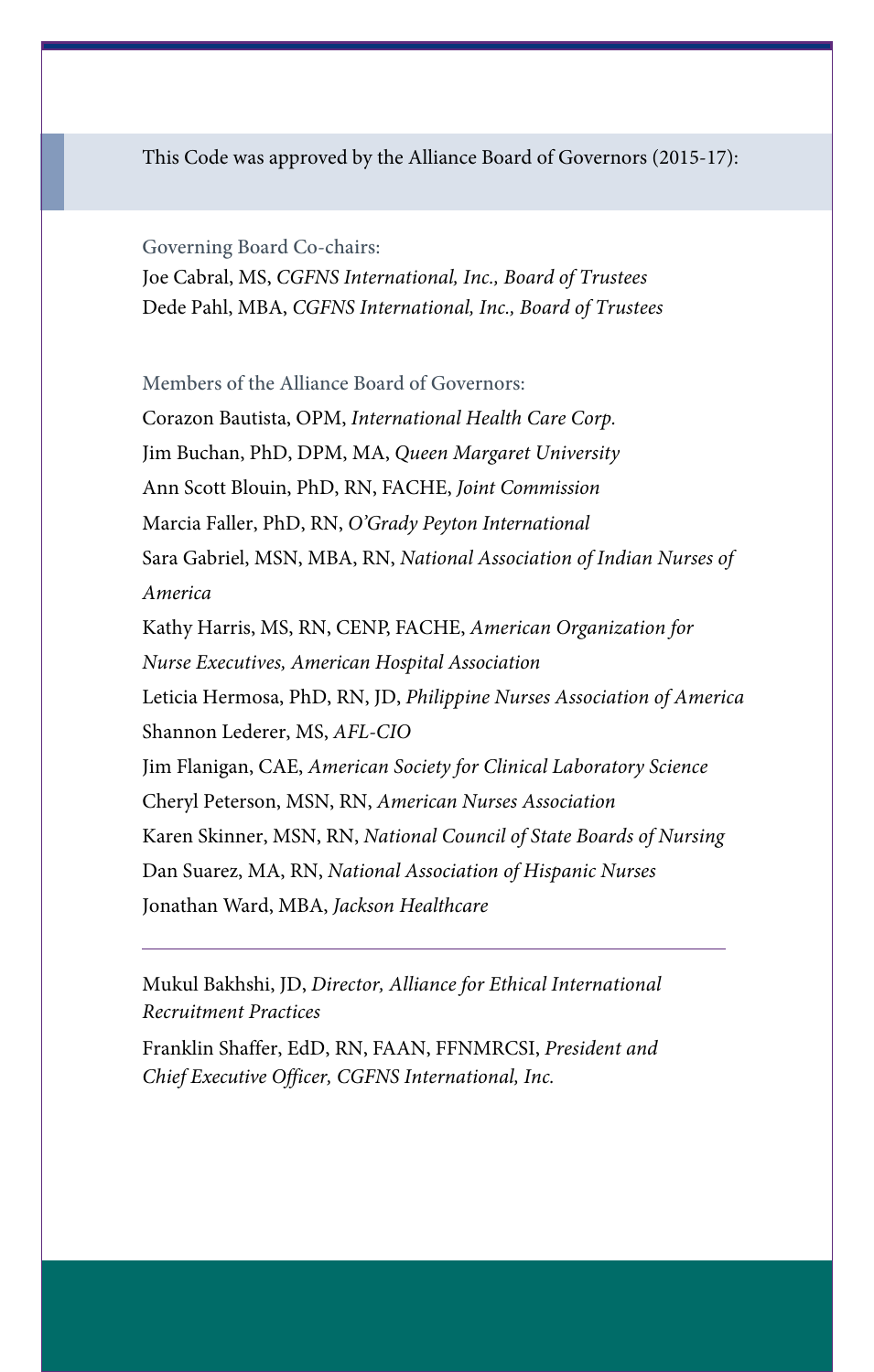This Code was approved by the Alliance Board of Governors (2015-17):

Governing Board Co-chairs:

Joe Cabral, MS, *CGFNS International, Inc., Board of Trustees*
Dede Pahl, MBA, *CGFNS International, Inc., Board of Trustees*

Members of the Alliance Board of Governors:

Corazon Bautista, OPM, *International Health Care Corp.*
Jim Buchan, PhD, DPM, MA, *Queen Margaret University*
Ann Scott Blouin, PhD, RN, FACHE, *Joint Commission*
Marcia Faller, PhD, RN, *O'Grady Peyton International*
Sara Gabriel, MSN, MBA, RN, *National Association of Indian Nurses of America*
Kathy Harris, MS, RN, CENP, FACHE, *American Organization for Nurse Executives, American Hospital Association*
Leticia Hermosa, PhD, RN, JD, *Philippine Nurses Association of America*
Shannon Lederer, MS, *AFL-CIO*
Jim Flanigan, CAE, *American Society for Clinical Laboratory Science*
Cheryl Peterson, MSN, RN, *American Nurses Association*
Karen Skinner, MSN, RN, *National Council of State Boards of Nursing*
Dan Suarez, MA, RN, *National Association of Hispanic Nurses*
Jonathan Ward, MBA, *Jackson Healthcare*

---

Mukul Bakhshi, JD, *Director, Alliance for Ethical International Recruitment Practices*

Franklin Shaffer, EdD, RN, FAAN, FFNMRCSI, *President and Chief Executive Officer, CGFNS International, Inc.*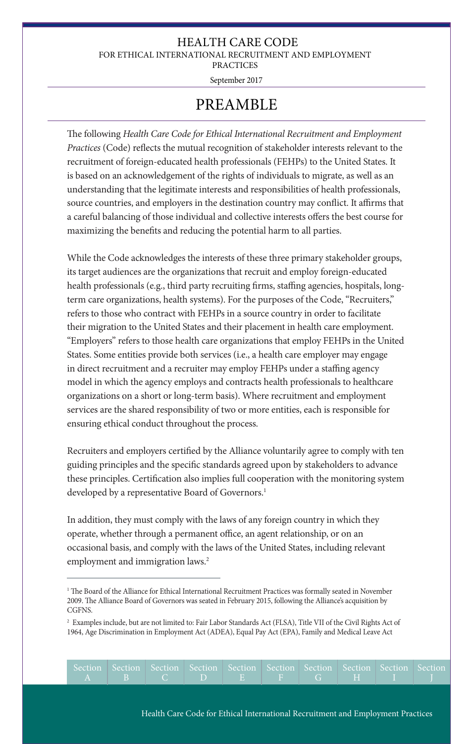# HEALTH CARE CODE

FOR ETHICAL INTERNATIONAL RECRUITMENT AND EMPLOYMENT PRACTICES

September 2017

## PREAMBLE

The following *Health Care Code for Ethical International Recruitment and Employment Practices* (Code) reflects the mutual recognition of stakeholder interests relevant to the recruitment of foreign-educated health professionals (FEHPs) to the United States. It is based on an acknowledgement of the rights of individuals to migrate, as well as an understanding that the legitimate interests and responsibilities of health professionals, source countries, and employers in the destination country may conflict. It affirms that a careful balancing of those individual and collective interests offers the best course for maximizing the benefits and reducing the potential harm to all parties.

While the Code acknowledges the interests of these three primary stakeholder groups, its target audiences are the organizations that recruit and employ foreign-educated health professionals (e.g., third party recruiting firms, staffing agencies, hospitals, long-term care organizations, health systems). For the purposes of the Code, "Recruiters," refers to those who contract with FEHPs in a source country in order to facilitate their migration to the United States and their placement in health care employment. "Employers" refers to those health care organizations that employ FEHPs in the United States. Some entities provide both services (i.e., a health care employer may engage in direct recruitment and a recruiter may employ FEHPs under a staffing agency model in which the agency employs and contracts health professionals to healthcare organizations on a short or long-term basis). Where recruitment and employment services are the shared responsibility of two or more entities, each is responsible for ensuring ethical conduct throughout the process.

Recruiters and employers certified by the Alliance voluntarily agree to comply with ten guiding principles and the specific standards agreed upon by stakeholders to advance these principles. Certification also implies full cooperation with the monitoring system developed by a representative Board of Governors.[1]

In addition, they must comply with the laws of any foreign country in which they operate, whether through a permanent office, an agent relationship, or on an occasional basis, and comply with the laws of the United States, including relevant employment and immigration laws.[2]

[1] The Board of the Alliance for Ethical International Recruitment Practices was formally seated in November 2009. The Alliance Board of Governors was seated in February 2015, following the Alliance's acquisition by CGFNS.

[2] Examples include, but are not limited to: Fair Labor Standards Act (FLSA), Title VII of the Civil Rights Act of 1964, Age Discrimination in Employment Act (ADEA), Equal Pay Act (EPA), Family and Medical Leave Act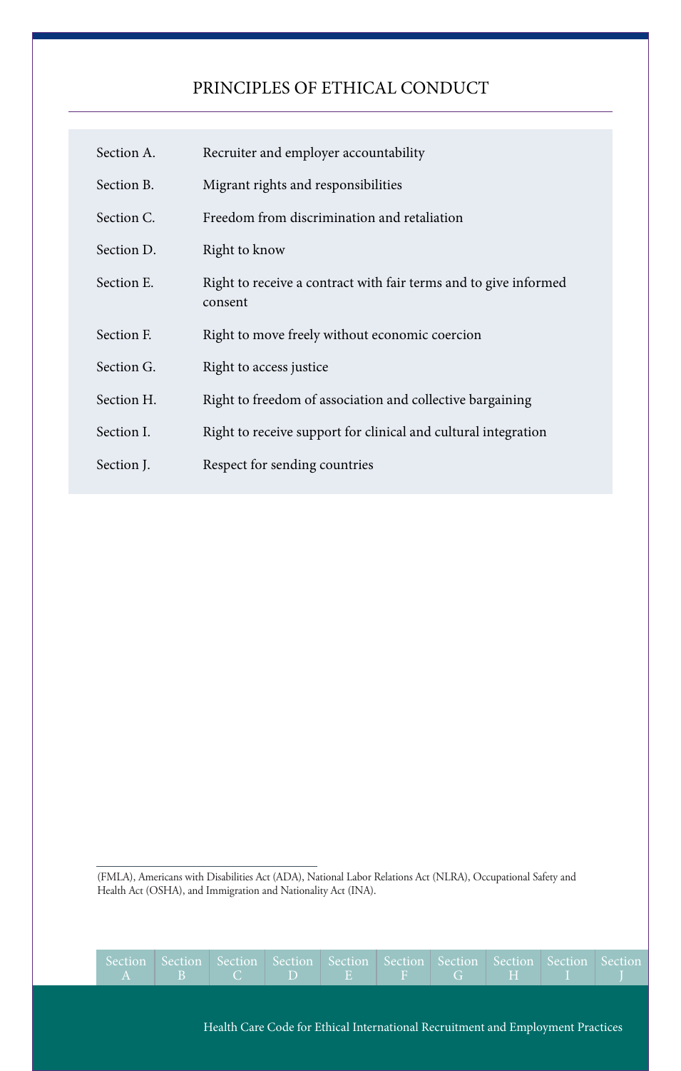## PRINCIPLES OF ETHICAL CONDUCT

| | |
|---|---|
| Section A. | Recruiter and employer accountability |
| Section B. | Migrant rights and responsibilities |
| Section C. | Freedom from discrimination and retaliation |
| Section D. | Right to know |
| Section E. | Right to receive a contract with fair terms and to give informed consent |
| Section F. | Right to move freely without economic coercion |
| Section G. | Right to access justice |
| Section H. | Right to freedom of association and collective bargaining |
| Section I. | Right to receive support for clinical and cultural integration |
| Section J. | Respect for sending countries |

---

(FMLA), Americans with Disabilities Act (ADA), National Labor Relations Act (NLRA), Occupational Safety and Health Act (OSHA), and Immigration and Nationality Act (INA).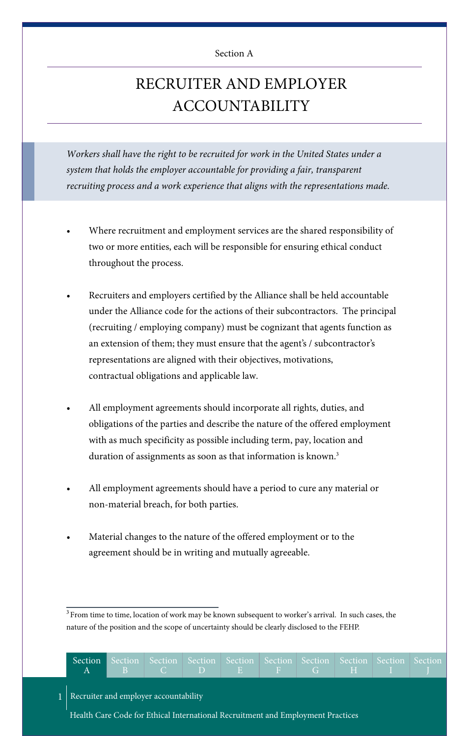Section A

# RECRUITER AND EMPLOYER ACCOUNTABILITY

*Workers shall have the right to be recruited for work in the United States under a system that holds the employer accountable for providing a fair, transparent recruiting process and a work experience that aligns with the representations made.*

- Where recruitment and employment services are the shared responsibility of two or more entities, each will be responsible for ensuring ethical conduct throughout the process.

- Recruiters and employers certified by the Alliance shall be held accountable under the Alliance code for the actions of their subcontractors. The principal (recruiting / employing company) must be cognizant that agents function as an extension of them; they must ensure that the agent's / subcontractor's representations are aligned with their objectives, motivations, contractual obligations and applicable law.

- All employment agreements should incorporate all rights, duties, and obligations of the parties and describe the nature of the offered employment with as much specificity as possible including term, pay, location and duration of assignments as soon as that information is known.[3]

- All employment agreements should have a period to cure any material or non-material breach, for both parties.

- Material changes to the nature of the offered employment or to the agreement should be in writing and mutually agreeable.

[3] From time to time, location of work may be known subsequent to worker's arrival. In such cases, the nature of the position and the scope of uncertainty should be clearly disclosed to the FEHP.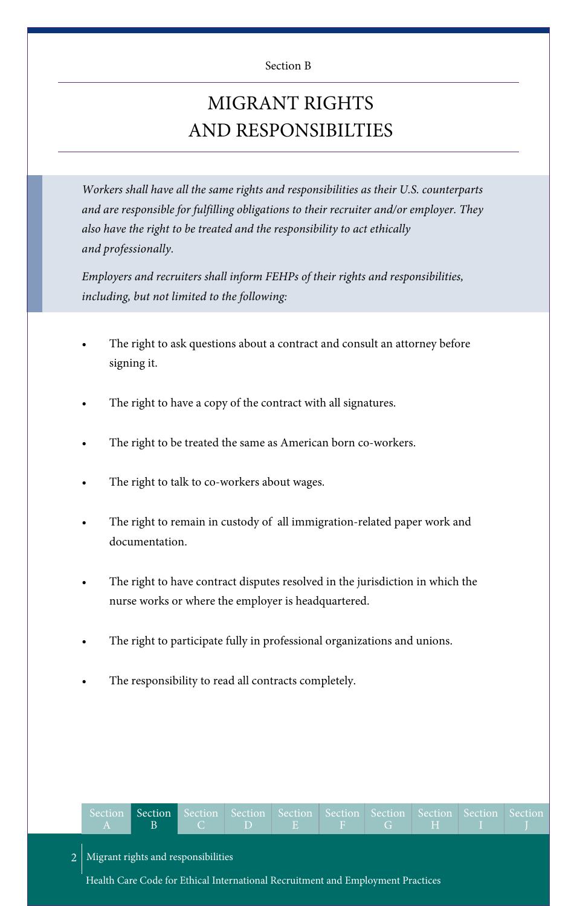Section B

# MIGRANT RIGHTS AND RESPONSIBILTIES

*Workers shall have all the same rights and responsibilities as their U.S. counterparts and are responsible for fulfilling obligations to their recruiter and/or employer. They also have the right to be treated and the responsibility to act ethically and professionally.*

*Employers and recruiters shall inform FEHPs of their rights and responsibilities, including, but not limited to the following:*

- The right to ask questions about a contract and consult an attorney before signing it.
- The right to have a copy of the contract with all signatures.
- The right to be treated the same as American born co-workers.
- The right to talk to co-workers about wages.
- The right to remain in custody of all immigration-related paper work and documentation.
- The right to have contract disputes resolved in the jurisdiction in which the nurse works or where the employer is headquartered.
- The right to participate fully in professional organizations and unions.
- The responsibility to read all contracts completely.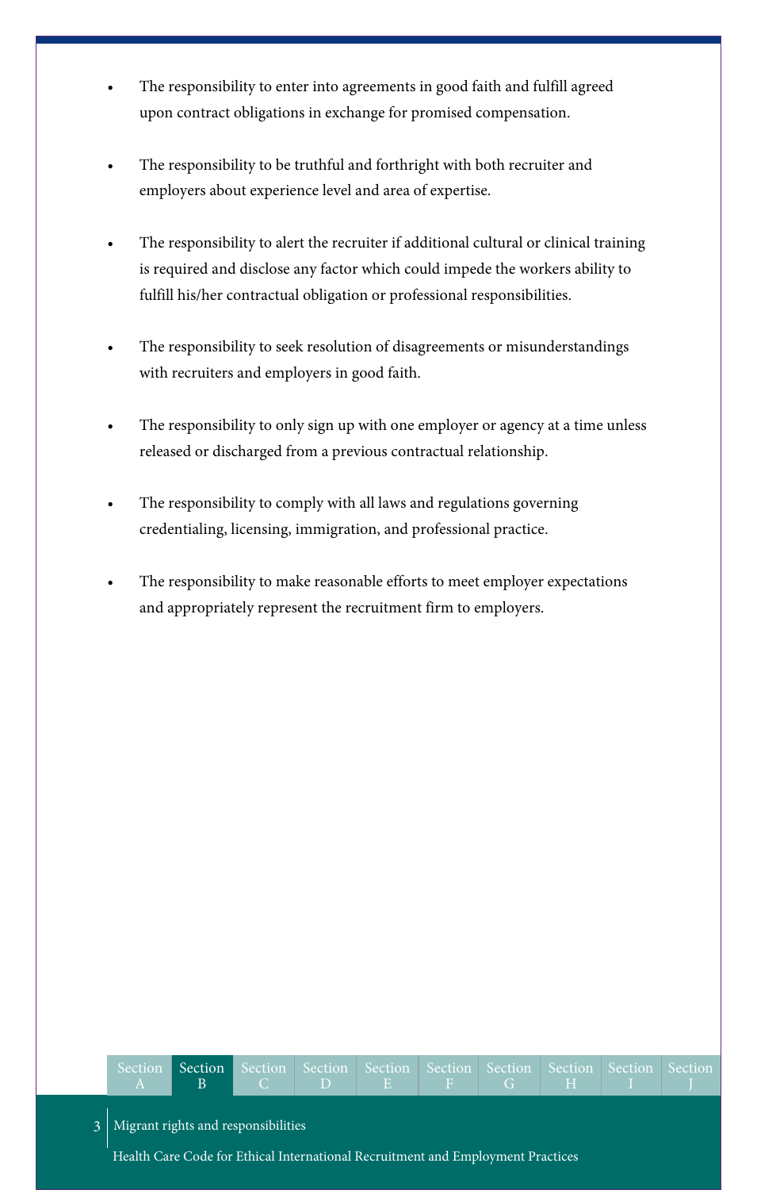- The responsibility to enter into agreements in good faith and fulfill agreed upon contract obligations in exchange for promised compensation.

- The responsibility to be truthful and forthright with both recruiter and employers about experience level and area of expertise.

- The responsibility to alert the recruiter if additional cultural or clinical training is required and disclose any factor which could impede the workers ability to fulfill his/her contractual obligation or professional responsibilities.

- The responsibility to seek resolution of disagreements or misunderstandings with recruiters and employers in good faith.

- The responsibility to only sign up with one employer or agency at a time unless released or discharged from a previous contractual relationship.

- The responsibility to comply with all laws and regulations governing credentialing, licensing, immigration, and professional practice.

- The responsibility to make reasonable efforts to meet employer expectations and appropriately represent the recruitment firm to employers.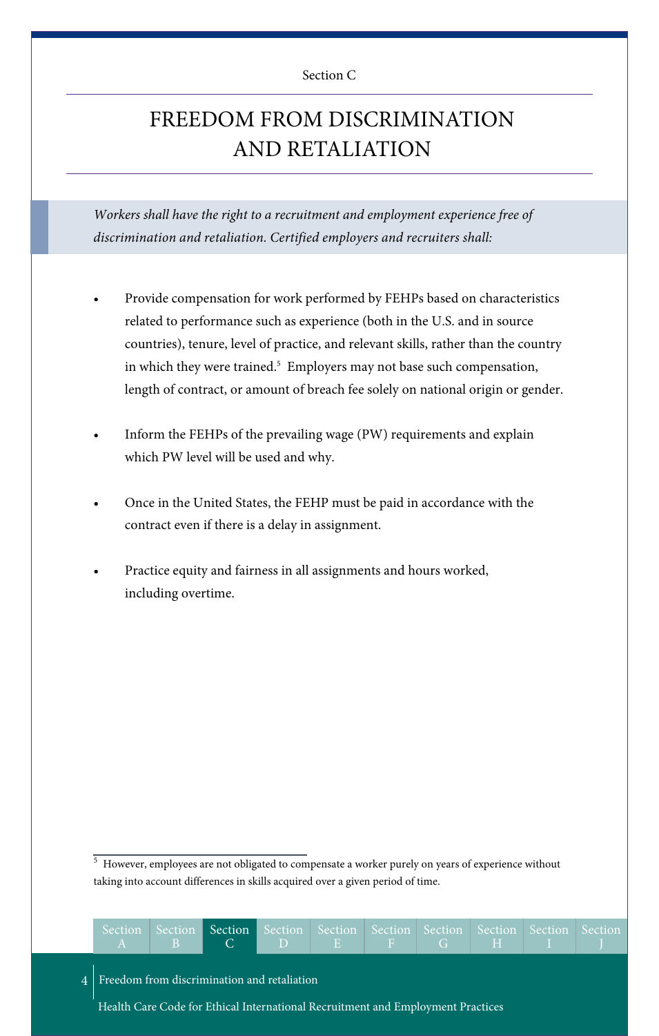Section C

# FREEDOM FROM DISCRIMINATION AND RETALIATION

*Workers shall have the right to a recruitment and employment experience free of discrimination and retaliation. Certified employers and recruiters shall:*

- Provide compensation for work performed by FEHPs based on characteristics related to performance such as experience (both in the U.S. and in source countries), tenure, level of practice, and relevant skills, rather than the country in which they were trained.[5] Employers may not base such compensation, length of contract, or amount of breach fee solely on national origin or gender.

- Inform the FEHPs of the prevailing wage (PW) requirements and explain which PW level will be used and why.

- Once in the United States, the FEHP must be paid in accordance with the contract even if there is a delay in assignment.

- Practice equity and fairness in all assignments and hours worked, including overtime.

---

[5] However, employees are not obligated to compensate a worker purely on years of experience without taking into account differences in skills acquired over a given period of time.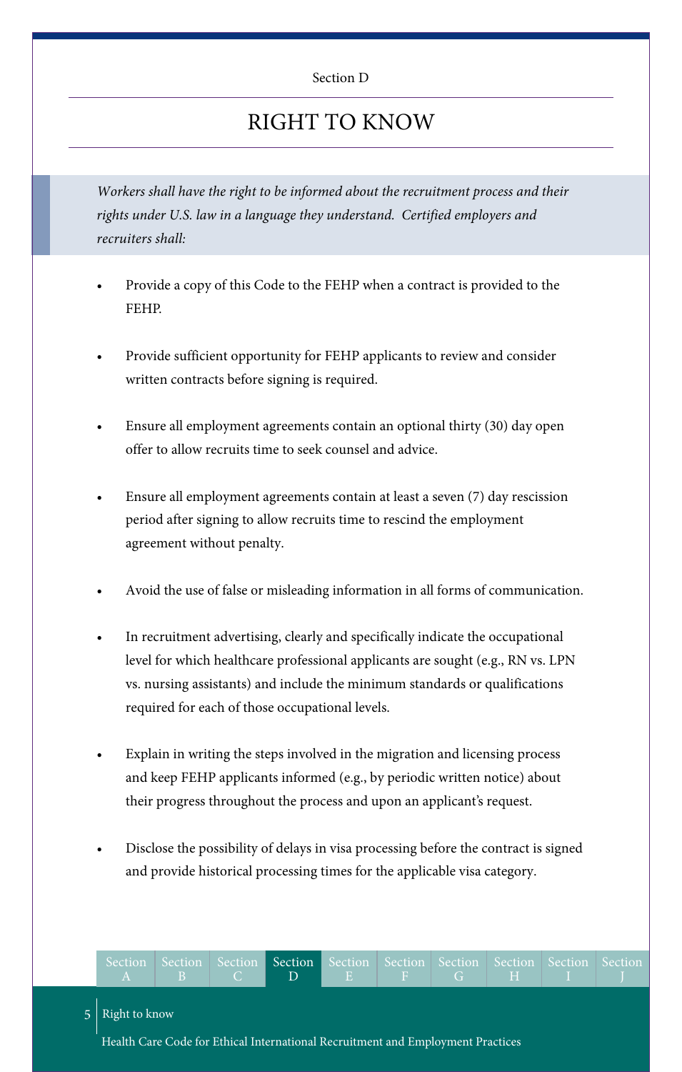Section D

# RIGHT TO KNOW

*Workers shall have the right to be informed about the recruitment process and their rights under U.S. law in a language they understand. Certified employers and recruiters shall:*

- Provide a copy of this Code to the FEHP when a contract is provided to the FEHP.
- Provide sufficient opportunity for FEHP applicants to review and consider written contracts before signing is required.
- Ensure all employment agreements contain an optional thirty (30) day open offer to allow recruits time to seek counsel and advice.
- Ensure all employment agreements contain at least a seven (7) day rescission period after signing to allow recruits time to rescind the employment agreement without penalty.
- Avoid the use of false or misleading information in all forms of communication.
- In recruitment advertising, clearly and specifically indicate the occupational level for which healthcare professional applicants are sought (e.g., RN vs. LPN vs. nursing assistants) and include the minimum standards or qualifications required for each of those occupational levels.
- Explain in writing the steps involved in the migration and licensing process and keep FEHP applicants informed (e.g., by periodic written notice) about their progress throughout the process and upon an applicant's request.
- Disclose the possibility of delays in visa processing before the contract is signed and provide historical processing times for the applicable visa category.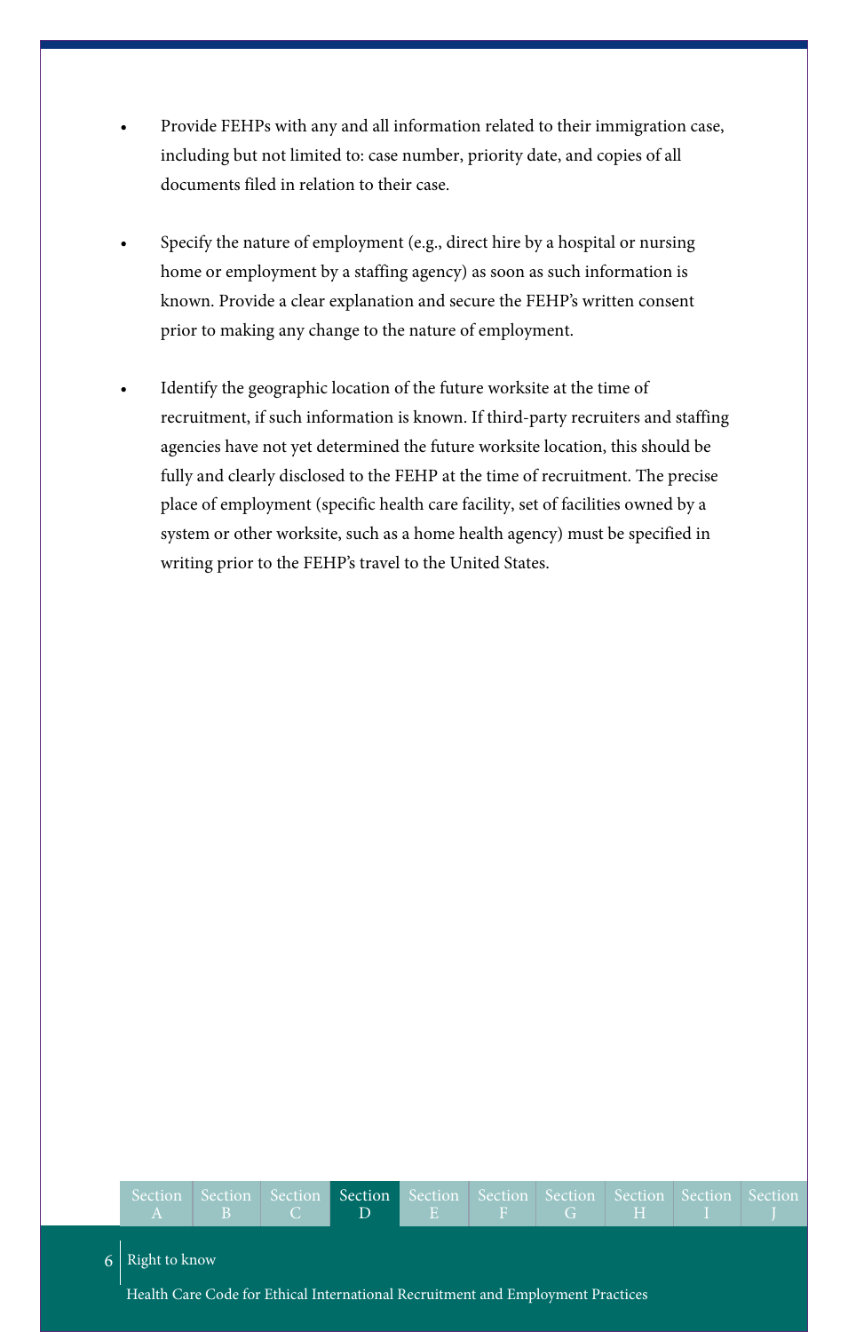- Provide FEHPs with any and all information related to their immigration case, including but not limited to: case number, priority date, and copies of all documents filed in relation to their case.

- Specify the nature of employment (e.g., direct hire by a hospital or nursing home or employment by a staffing agency) as soon as such information is known. Provide a clear explanation and secure the FEHP's written consent prior to making any change to the nature of employment.

- Identify the geographic location of the future worksite at the time of recruitment, if such information is known. If third-party recruiters and staffing agencies have not yet determined the future worksite location, this should be fully and clearly disclosed to the FEHP at the time of recruitment. The precise place of employment (specific health care facility, set of facilities owned by a system or other worksite, such as a home health agency) must be specified in writing prior to the FEHP's travel to the United States.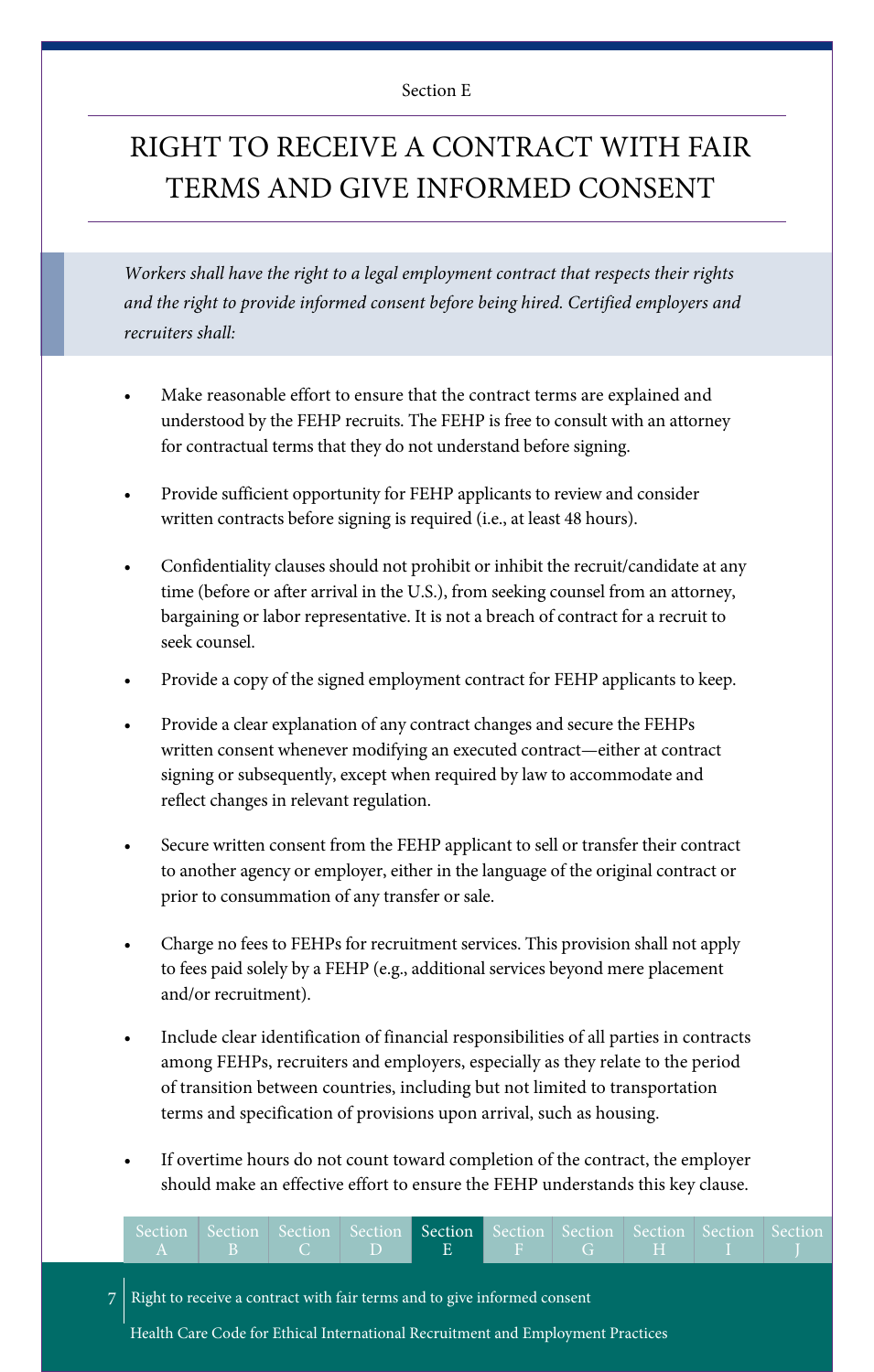Section E

# RIGHT TO RECEIVE A CONTRACT WITH FAIR TERMS AND GIVE INFORMED CONSENT

*Workers shall have the right to a legal employment contract that respects their rights and the right to provide informed consent before being hired. Certified employers and recruiters shall:*

- Make reasonable effort to ensure that the contract terms are explained and understood by the FEHP recruits. The FEHP is free to consult with an attorney for contractual terms that they do not understand before signing.
- Provide sufficient opportunity for FEHP applicants to review and consider written contracts before signing is required (i.e., at least 48 hours).
- Confidentiality clauses should not prohibit or inhibit the recruit/candidate at any time (before or after arrival in the U.S.), from seeking counsel from an attorney, bargaining or labor representative. It is not a breach of contract for a recruit to seek counsel.
- Provide a copy of the signed employment contract for FEHP applicants to keep.
- Provide a clear explanation of any contract changes and secure the FEHPs written consent whenever modifying an executed contract—either at contract signing or subsequently, except when required by law to accommodate and reflect changes in relevant regulation.
- Secure written consent from the FEHP applicant to sell or transfer their contract to another agency or employer, either in the language of the original contract or prior to consummation of any transfer or sale.
- Charge no fees to FEHPs for recruitment services. This provision shall not apply to fees paid solely by a FEHP (e.g., additional services beyond mere placement and/or recruitment).
- Include clear identification of financial responsibilities of all parties in contracts among FEHPs, recruiters and employers, especially as they relate to the period of transition between countries, including but not limited to transportation terms and specification of provisions upon arrival, such as housing.
- If overtime hours do not count toward completion of the contract, the employer should make an effective effort to ensure the FEHP understands this key clause.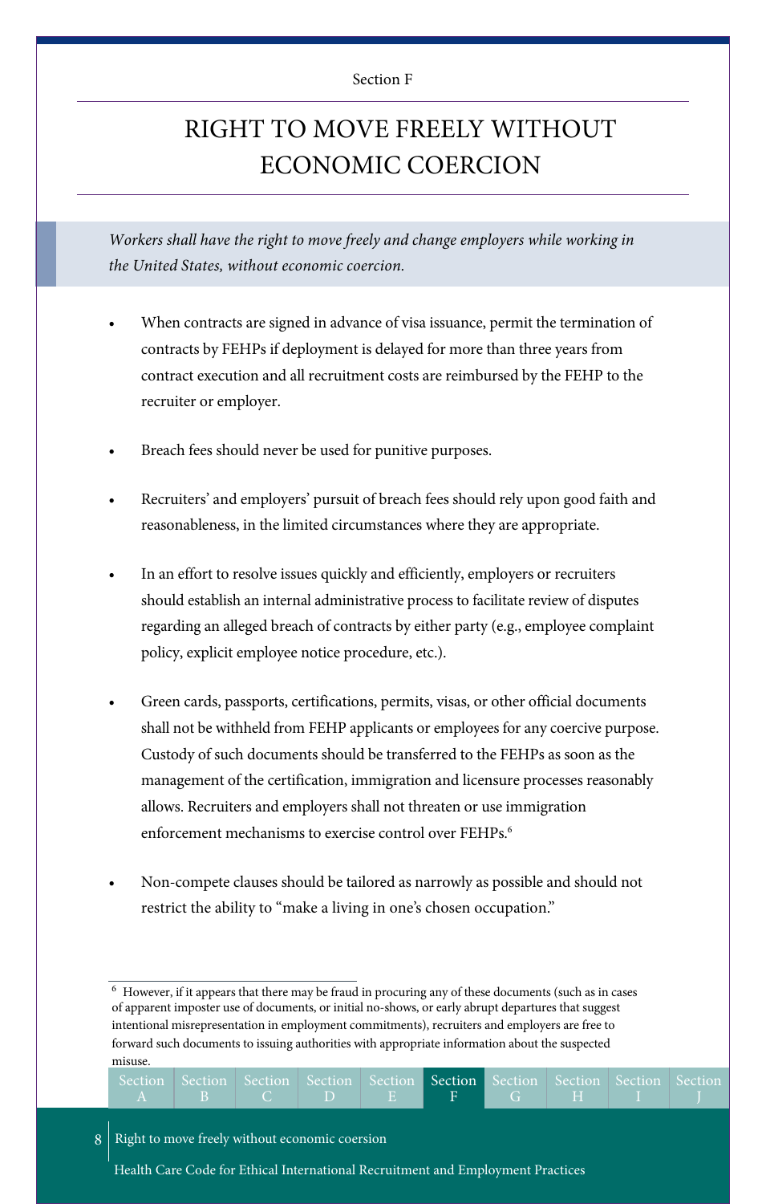Section F

# RIGHT TO MOVE FREELY WITHOUT ECONOMIC COERCION

*Workers shall have the right to move freely and change employers while working in the United States, without economic coercion.*

- When contracts are signed in advance of visa issuance, permit the termination of contracts by FEHPs if deployment is delayed for more than three years from contract execution and all recruitment costs are reimbursed by the FEHP to the recruiter or employer.
- Breach fees should never be used for punitive purposes.
- Recruiters' and employers' pursuit of breach fees should rely upon good faith and reasonableness, in the limited circumstances where they are appropriate.
- In an effort to resolve issues quickly and efficiently, employers or recruiters should establish an internal administrative process to facilitate review of disputes regarding an alleged breach of contracts by either party (e.g., employee complaint policy, explicit employee notice procedure, etc.).
- Green cards, passports, certifications, permits, visas, or other official documents shall not be withheld from FEHP applicants or employees for any coercive purpose. Custody of such documents should be transferred to the FEHPs as soon as the management of the certification, immigration and licensure processes reasonably allows. Recruiters and employers shall not threaten or use immigration enforcement mechanisms to exercise control over FEHPs.[6]
- Non-compete clauses should be tailored as narrowly as possible and should not restrict the ability to "make a living in one's chosen occupation."

[6] However, if it appears that there may be fraud in procuring any of these documents (such as in cases of apparent imposter use of documents, or initial no-shows, or early abrupt departures that suggest intentional misrepresentation in employment commitments), recruiters and employers are free to forward such documents to issuing authorities with appropriate information about the suspected misuse.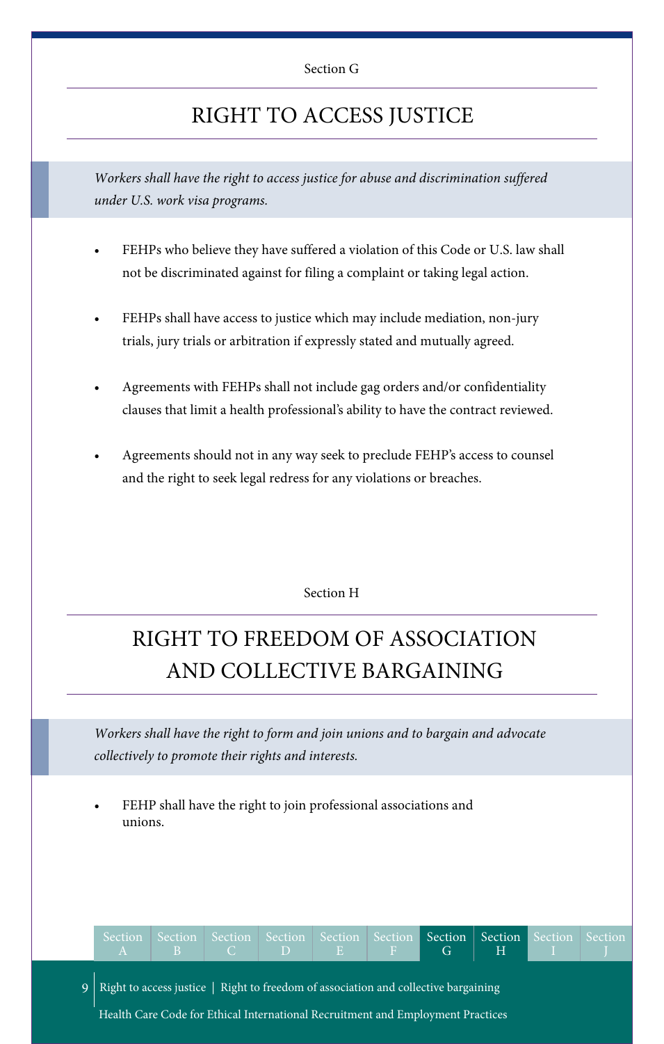Section G

# RIGHT TO ACCESS JUSTICE

*Workers shall have the right to access justice for abuse and discrimination suffered under U.S. work visa programs.*

- FEHPs who believe they have suffered a violation of this Code or U.S. law shall not be discriminated against for filing a complaint or taking legal action.
- FEHPs shall have access to justice which may include mediation, non-jury trials, jury trials or arbitration if expressly stated and mutually agreed.
- Agreements with FEHPs shall not include gag orders and/or confidentiality clauses that limit a health professional's ability to have the contract reviewed.
- Agreements should not in any way seek to preclude FEHP's access to counsel and the right to seek legal redress for any violations or breaches.

Section H

# RIGHT TO FREEDOM OF ASSOCIATION AND COLLECTIVE BARGAINING

*Workers shall have the right to form and join unions and to bargain and advocate collectively to promote their rights and interests.*

- FEHP shall have the right to join professional associations and unions.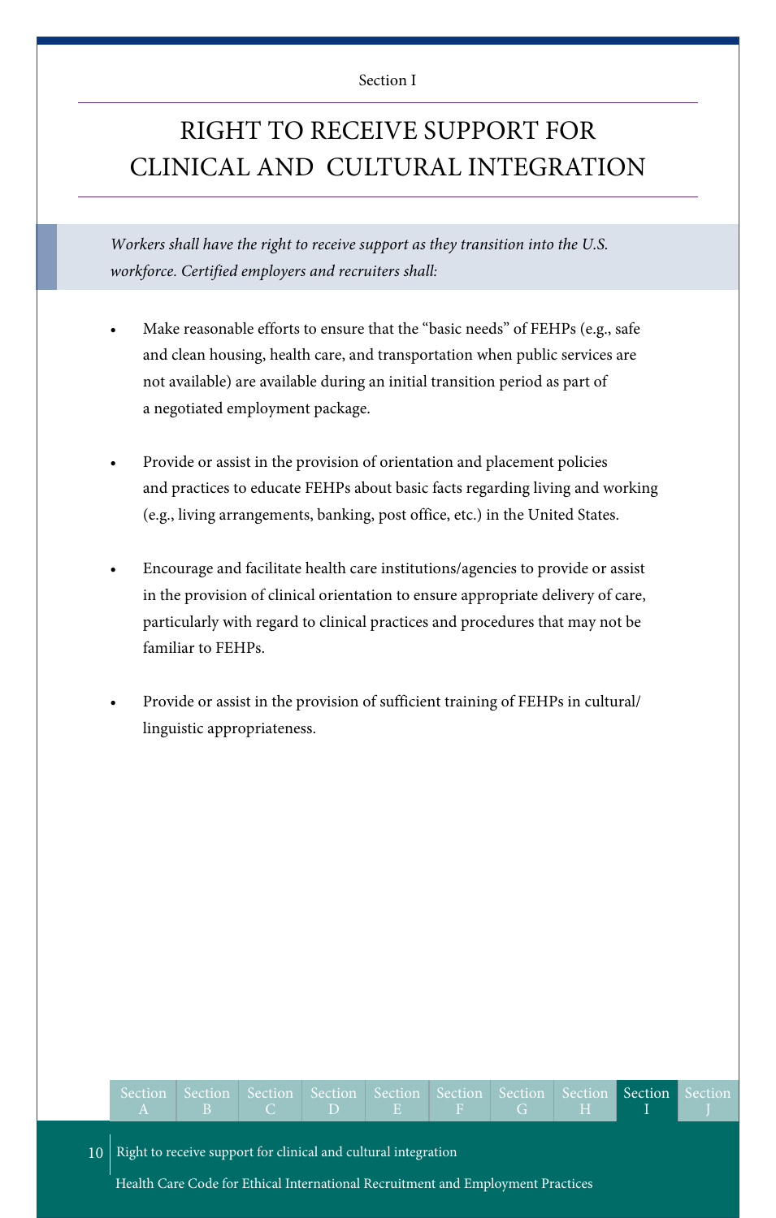Section I

# RIGHT TO RECEIVE SUPPORT FOR CLINICAL AND CULTURAL INTEGRATION

*Workers shall have the right to receive support as they transition into the U.S. workforce. Certified employers and recruiters shall:*

- Make reasonable efforts to ensure that the "basic needs" of FEHPs (e.g., safe and clean housing, health care, and transportation when public services are not available) are available during an initial transition period as part of a negotiated employment package.

- Provide or assist in the provision of orientation and placement policies and practices to educate FEHPs about basic facts regarding living and working (e.g., living arrangements, banking, post office, etc.) in the United States.

- Encourage and facilitate health care institutions/agencies to provide or assist in the provision of clinical orientation to ensure appropriate delivery of care, particularly with regard to clinical practices and procedures that may not be familiar to FEHPs.

- Provide or assist in the provision of sufficient training of FEHPs in cultural/linguistic appropriateness.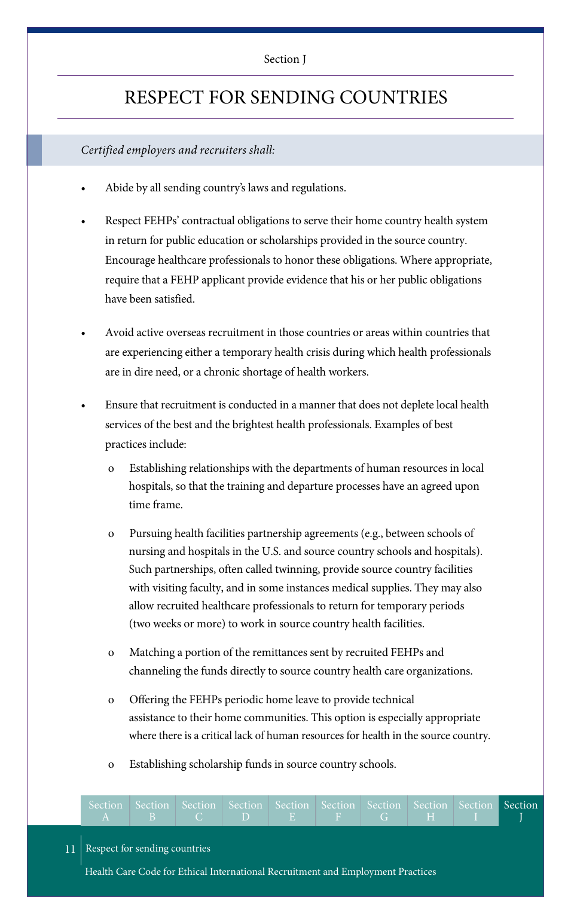Section J

# RESPECT FOR SENDING COUNTRIES

*Certified employers and recruiters shall:*

- Abide by all sending country's laws and regulations.
- Respect FEHPs' contractual obligations to serve their home country health system in return for public education or scholarships provided in the source country. Encourage healthcare professionals to honor these obligations. Where appropriate, require that a FEHP applicant provide evidence that his or her public obligations have been satisfied.
- Avoid active overseas recruitment in those countries or areas within countries that are experiencing either a temporary health crisis during which health professionals are in dire need, or a chronic shortage of health workers.
- Ensure that recruitment is conducted in a manner that does not deplete local health services of the best and the brightest health professionals. Examples of best practices include:
    - Establishing relationships with the departments of human resources in local hospitals, so that the training and departure processes have an agreed upon time frame.
    - Pursuing health facilities partnership agreements (e.g., between schools of nursing and hospitals in the U.S. and source country schools and hospitals). Such partnerships, often called twinning, provide source country facilities with visiting faculty, and in some instances medical supplies. They may also allow recruited healthcare professionals to return for temporary periods (two weeks or more) to work in source country health facilities.
    - Matching a portion of the remittances sent by recruited FEHPs and channeling the funds directly to source country health care organizations.
    - Offering the FEHPs periodic home leave to provide technical assistance to their home communities. This option is especially appropriate where there is a critical lack of human resources for health in the source country.
    - Establishing scholarship funds in source country schools.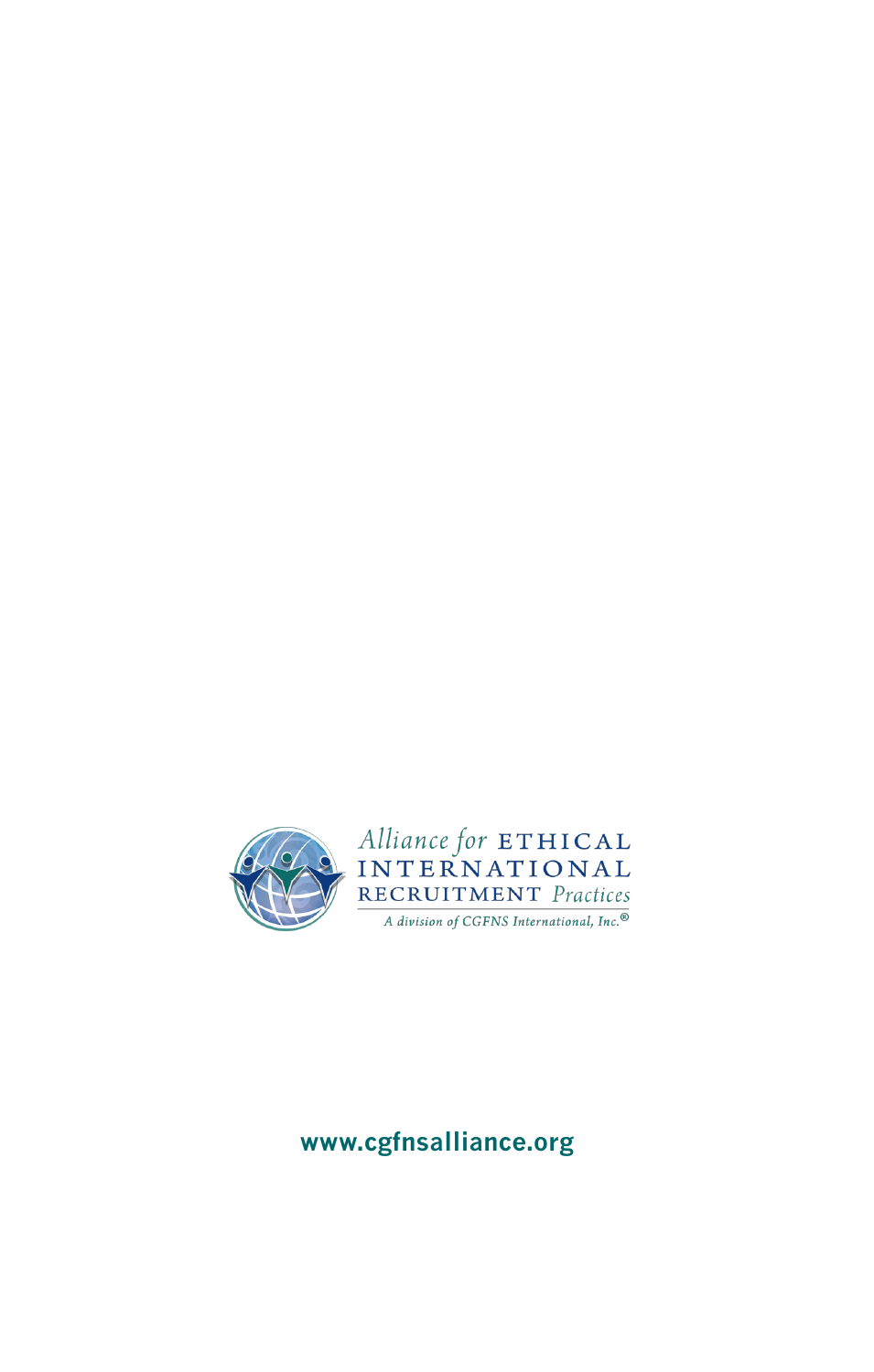*Alliance for* ETHICAL INTERNATIONAL RECRUITMENT *Practices*

*A division of CGFNS International, Inc.®*

**www.cgfnsalliance.org**